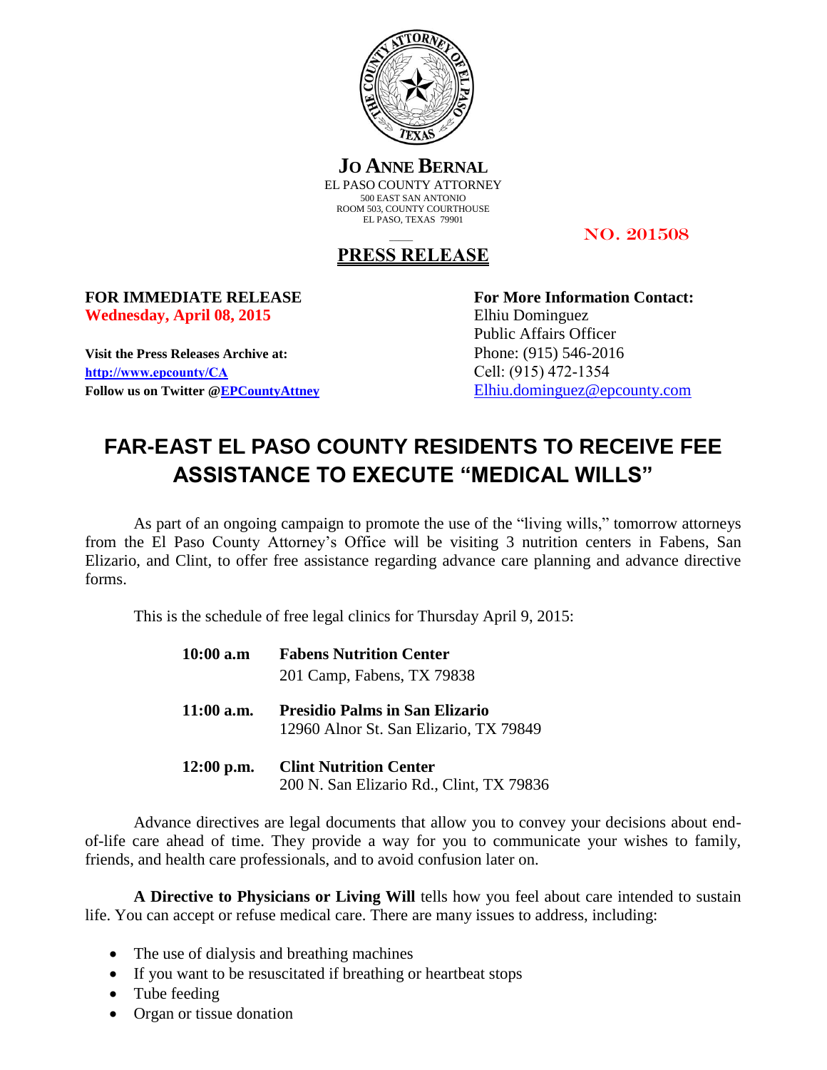**JO ANNE BERNAL**
EL PASO COUNTY ATTORNEY
500 EAST SAN ANTONIO
ROOM 503, COUNTY COURTHOUSE
EL PASO, TEXAS 79901

NO. 201508

**PRESS RELEASE**

**FOR IMMEDIATE RELEASE**
**Wednesday, April 08, 2015**

**Visit the Press Releases Archive at:**
**http://www.epcounty/CA**
**Follow us on Twitter @EPCountyAttney**

**For More Information Contact:**
Elhiu Dominguez
Public Affairs Officer
Phone: (915) 546-2016
Cell: (915) 472-1354
Elhiu.dominguez@epcounty.com

# FAR-EAST EL PASO COUNTY RESIDENTS TO RECEIVE FEE ASSISTANCE TO EXECUTE "MEDICAL WILLS"

As part of an ongoing campaign to promote the use of the "living wills," tomorrow attorneys from the El Paso County Attorney's Office will be visiting 3 nutrition centers in Fabens, San Elizario, and Clint, to offer free assistance regarding advance care planning and advance directive forms.

This is the schedule of free legal clinics for Thursday April 9, 2015:

**10:00 a.m** **Fabens Nutrition Center**
201 Camp, Fabens, TX 79838

**11:00 a.m.** **Presidio Palms in San Elizario**
12960 Alnor St. San Elizario, TX 79849

**12:00 p.m.** **Clint Nutrition Center**
200 N. San Elizario Rd., Clint, TX 79836

Advance directives are legal documents that allow you to convey your decisions about end-of-life care ahead of time. They provide a way for you to communicate your wishes to family, friends, and health care professionals, and to avoid confusion later on.

**A Directive to Physicians or Living Will** tells how you feel about care intended to sustain life. You can accept or refuse medical care. There are many issues to address, including:

- The use of dialysis and breathing machines
- If you want to be resuscitated if breathing or heartbeat stops
- Tube feeding
- Organ or tissue donation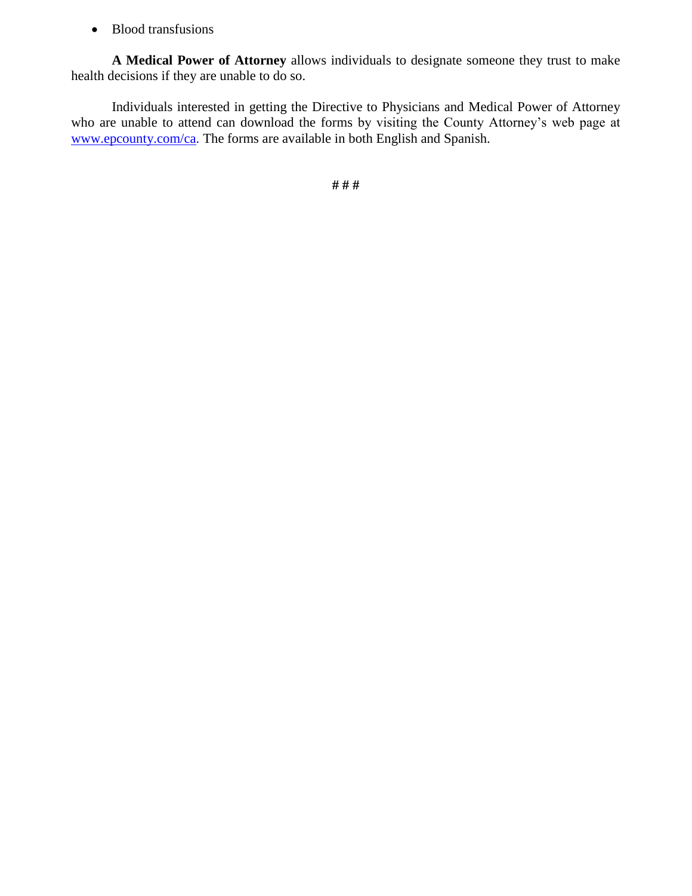- Blood transfusions

**A Medical Power of Attorney** allows individuals to designate someone they trust to make health decisions if they are unable to do so.

Individuals interested in getting the Directive to Physicians and Medical Power of Attorney who are unable to attend can download the forms by visiting the County Attorney's web page at www.epcounty.com/ca. The forms are available in both English and Spanish.

# # #